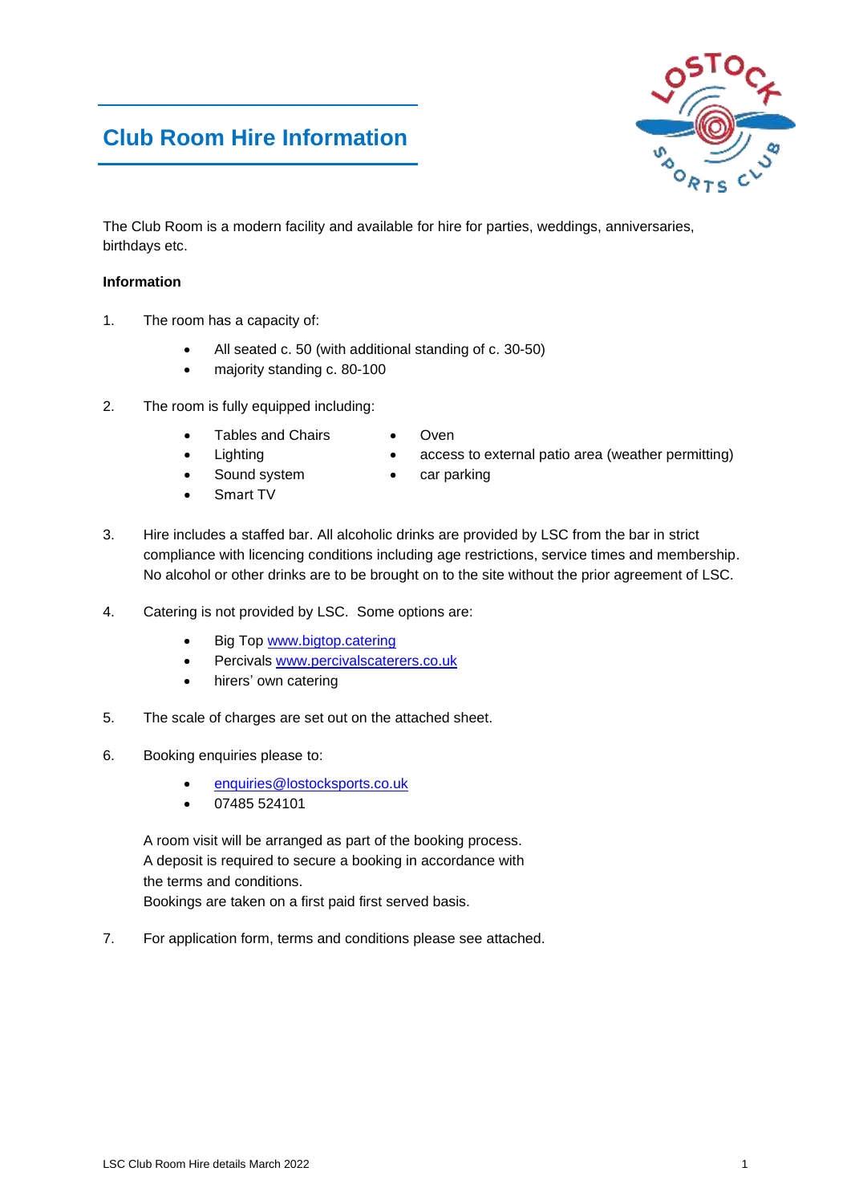# Club Room Hire Information

The Club Room is a modern facility and available for hire for parties, weddings, anniversaries, birthdays etc.

**Information**

1. The room has a capacity of:
    - All seated c. 50 (with additional standing of c. 30-50)
    - majority standing c. 80-100

2. The room is fully equipped including:
    - Tables and Chairs
    - Lighting
    - Sound system
    - Smart TV
    - Oven
    - access to external patio area (weather permitting)
    - car parking

3. Hire includes a staffed bar. All alcoholic drinks are provided by LSC from the bar in strict compliance with licencing conditions including age restrictions, service times and membership. No alcohol or other drinks are to be brought on to the site without the prior agreement of LSC.

4. Catering is not provided by LSC. Some options are:
    - Big Top www.bigtop.catering
    - Percivals www.percivalscaterers.co.uk
    - hirers' own catering

5. The scale of charges are set out on the attached sheet.

6. Booking enquiries please to:
    - enquiries@lostocksports.co.uk
    - 07485 524101

   A room visit will be arranged as part of the booking process.
   A deposit is required to secure a booking in accordance with the terms and conditions.
   Bookings are taken on a first paid first served basis.

7. For application form, terms and conditions please see attached.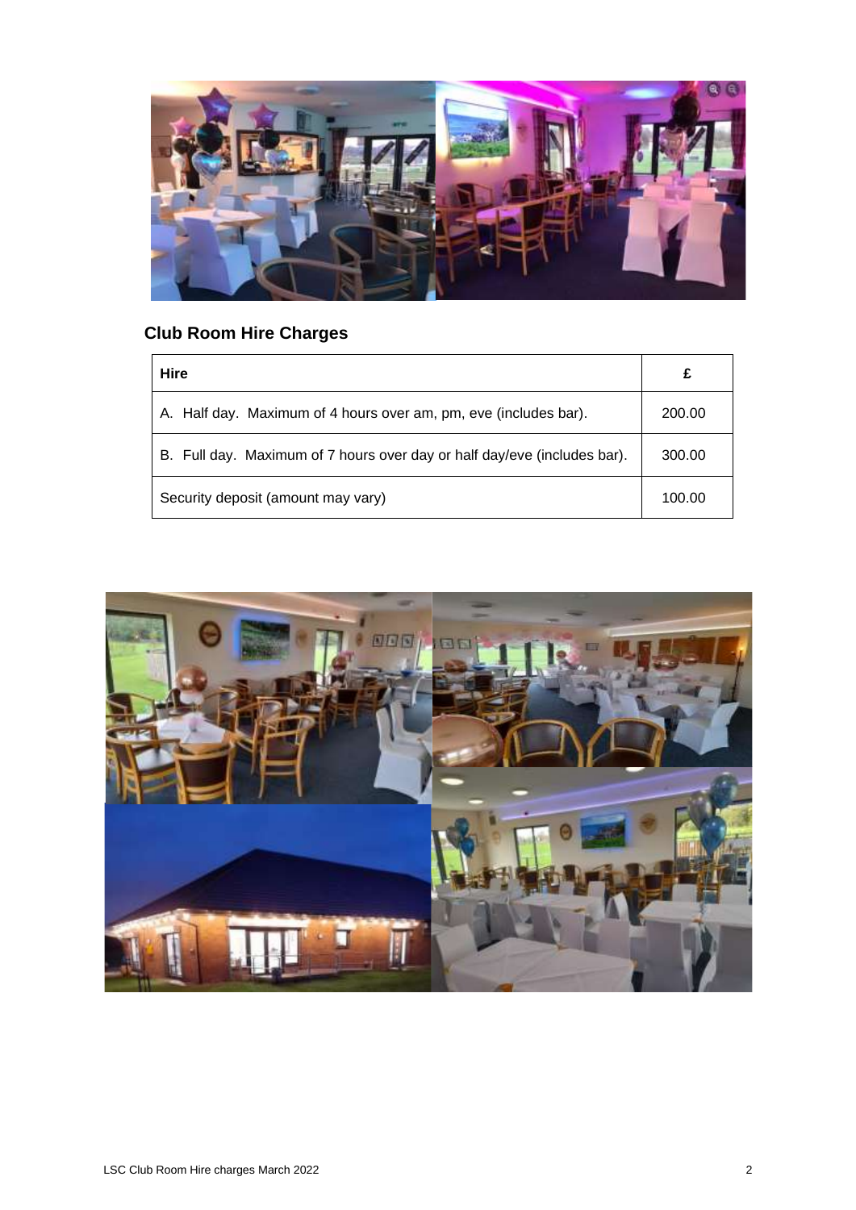## Club Room Hire Charges

| Hire | £ |
| --- | --- |
| A. Half day. Maximum of 4 hours over am, pm, eve (includes bar). | 200.00 |
| B. Full day. Maximum of 7 hours over day or half day/eve (includes bar). | 300.00 |
| Security deposit (amount may vary) | 100.00 |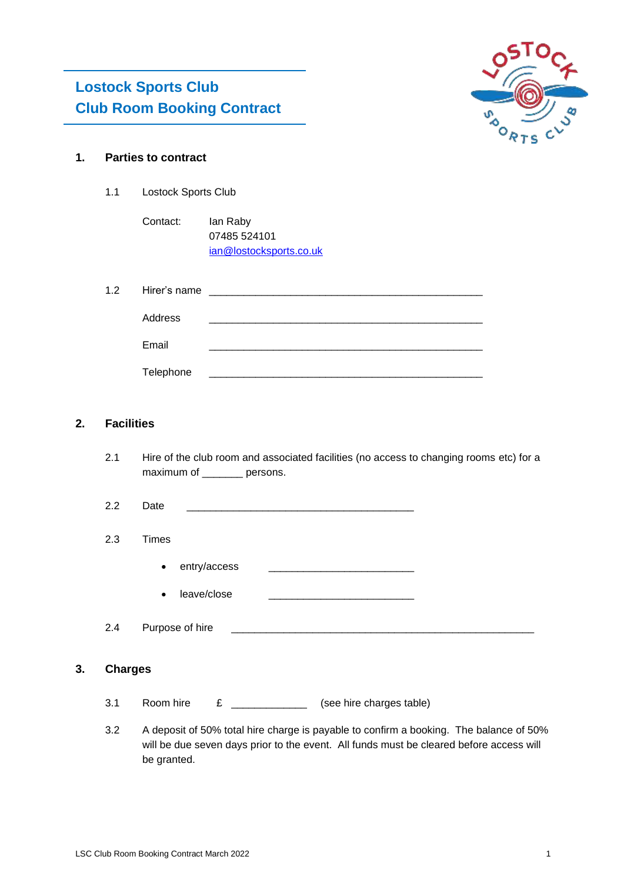# Lostock Sports Club
# Club Room Booking Contract

## 1. Parties to contract

1.1 Lostock Sports Club

Contact: Ian Raby
07485 524101
ian@lostocksports.co.uk

1.2 Hirer's name ______________________________________________

Address ______________________________________________

Email ______________________________________________

Telephone ______________________________________________

## 2. Facilities

2.1 Hire of the club room and associated facilities (no access to changing rooms etc) for a maximum of _______ persons.

2.2 Date ________________________________________

2.3 Times

- entry/access _________________________
- leave/close _________________________

2.4 Purpose of hire _____________________________________________________

## 3. Charges

3.1 Room hire £ _____________ (see hire charges table)

3.2 A deposit of 50% total hire charge is payable to confirm a booking. The balance of 50% will be due seven days prior to the event. All funds must be cleared before access will be granted.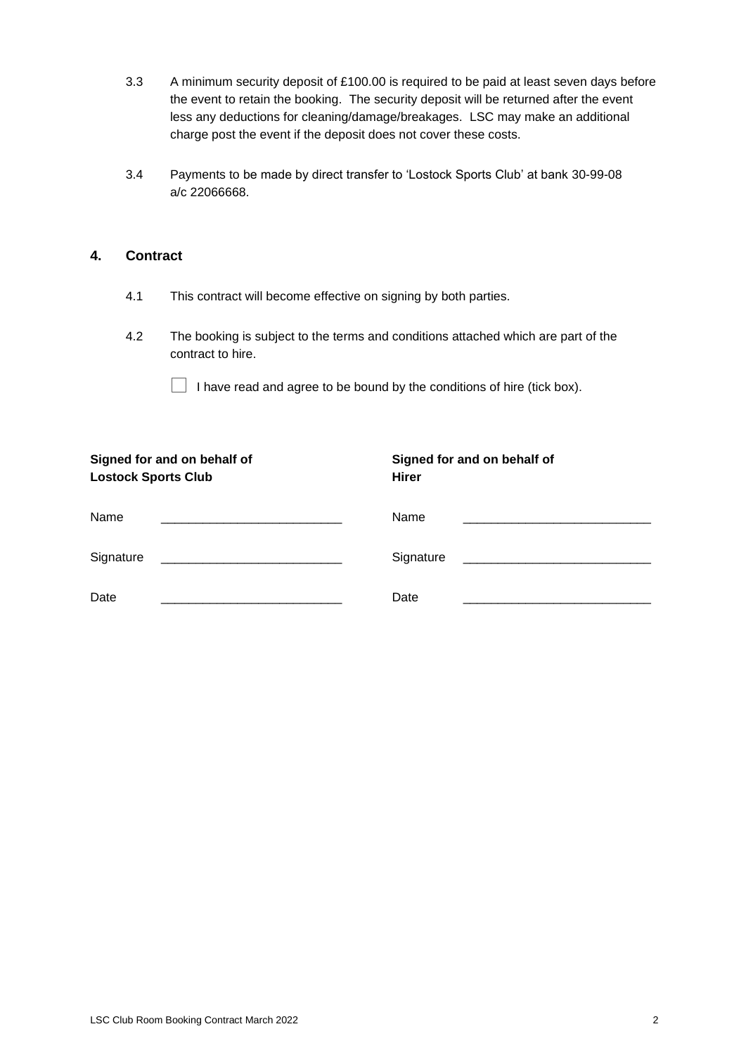3.3 A minimum security deposit of £100.00 is required to be paid at least seven days before the event to retain the booking. The security deposit will be returned after the event less any deductions for cleaning/damage/breakages. LSC may make an additional charge post the event if the deposit does not cover these costs.

3.4 Payments to be made by direct transfer to 'Lostock Sports Club' at bank 30-99-08 a/c 22066668.

## 4. Contract

4.1 This contract will become effective on signing by both parties.

4.2 The booking is subject to the terms and conditions attached which are part of the contract to hire.

☐ I have read and agree to be bound by the conditions of hire (tick box).

| **Signed for and on behalf of Lostock Sports Club** | | **Signed for and on behalf of Hirer** | |
|---|---|---|---|
| Name | ___________________________ | Name | ___________________________ |
| Signature | ___________________________ | Signature | ___________________________ |
| Date | ___________________________ | Date | ___________________________ |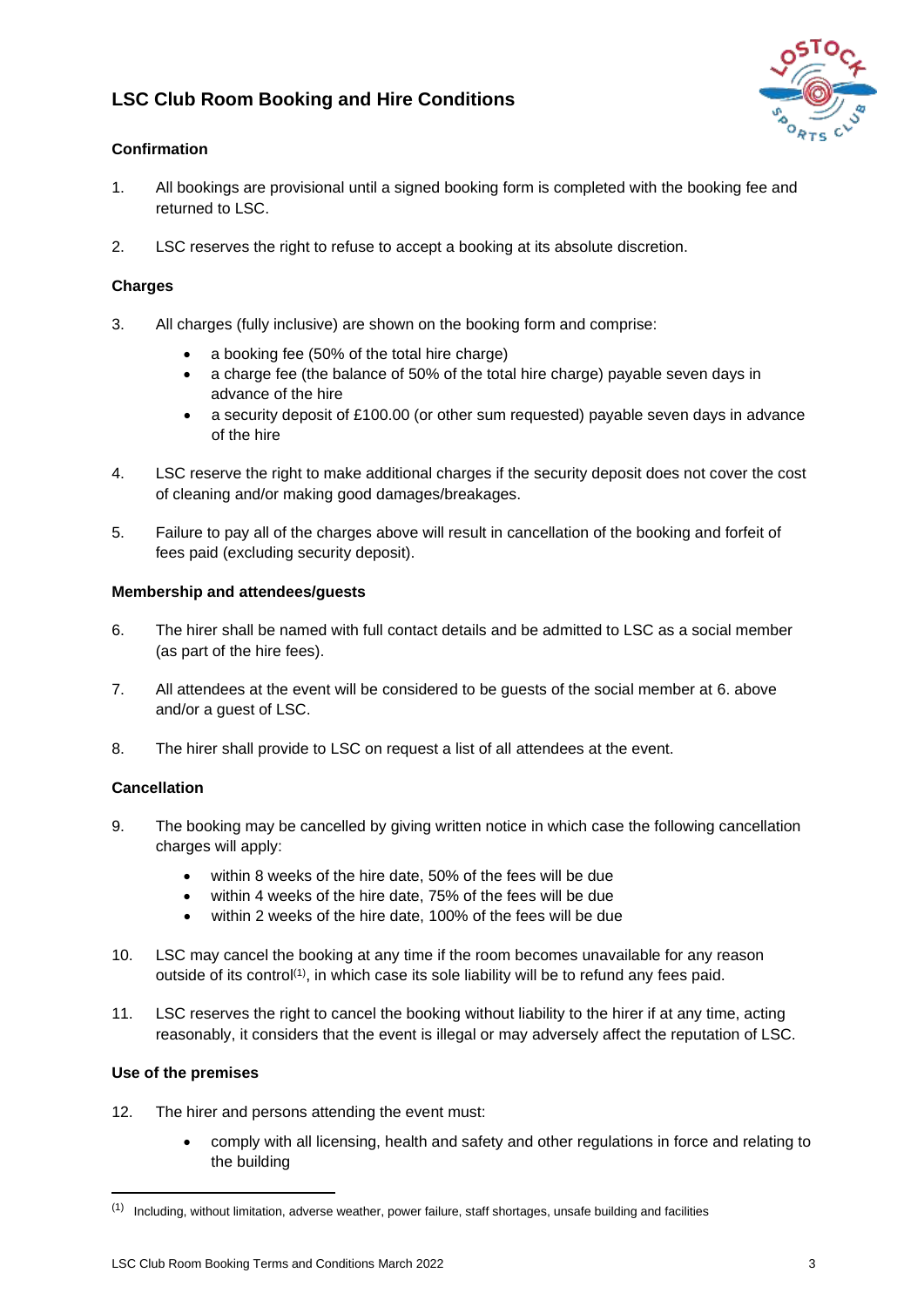# LSC Club Room Booking and Hire Conditions

### Confirmation

1. All bookings are provisional until a signed booking form is completed with the booking fee and returned to LSC.

2. LSC reserves the right to refuse to accept a booking at its absolute discretion.

### Charges

3. All charges (fully inclusive) are shown on the booking form and comprise:
    - a booking fee (50% of the total hire charge)
    - a charge fee (the balance of 50% of the total hire charge) payable seven days in advance of the hire
    - a security deposit of £100.00 (or other sum requested) payable seven days in advance of the hire

4. LSC reserve the right to make additional charges if the security deposit does not cover the cost of cleaning and/or making good damages/breakages.

5. Failure to pay all of the charges above will result in cancellation of the booking and forfeit of fees paid (excluding security deposit).

### Membership and attendees/guests

6. The hirer shall be named with full contact details and be admitted to LSC as a social member (as part of the hire fees).

7. All attendees at the event will be considered to be guests of the social member at 6. above and/or a guest of LSC.

8. The hirer shall provide to LSC on request a list of all attendees at the event.

### Cancellation

9. The booking may be cancelled by giving written notice in which case the following cancellation charges will apply:
    - within 8 weeks of the hire date, 50% of the fees will be due
    - within 4 weeks of the hire date, 75% of the fees will be due
    - within 2 weeks of the hire date, 100% of the fees will be due

10. LSC may cancel the booking at any time if the room becomes unavailable for any reason outside of its control[(1)], in which case its sole liability will be to refund any fees paid.

11. LSC reserves the right to cancel the booking without liability to the hirer if at any time, acting reasonably, it considers that the event is illegal or may adversely affect the reputation of LSC.

### Use of the premises

12. The hirer and persons attending the event must:
    - comply with all licensing, health and safety and other regulations in force and relating to the building

---

[(1)] Including, without limitation, adverse weather, power failure, staff shortages, unsafe building and facilities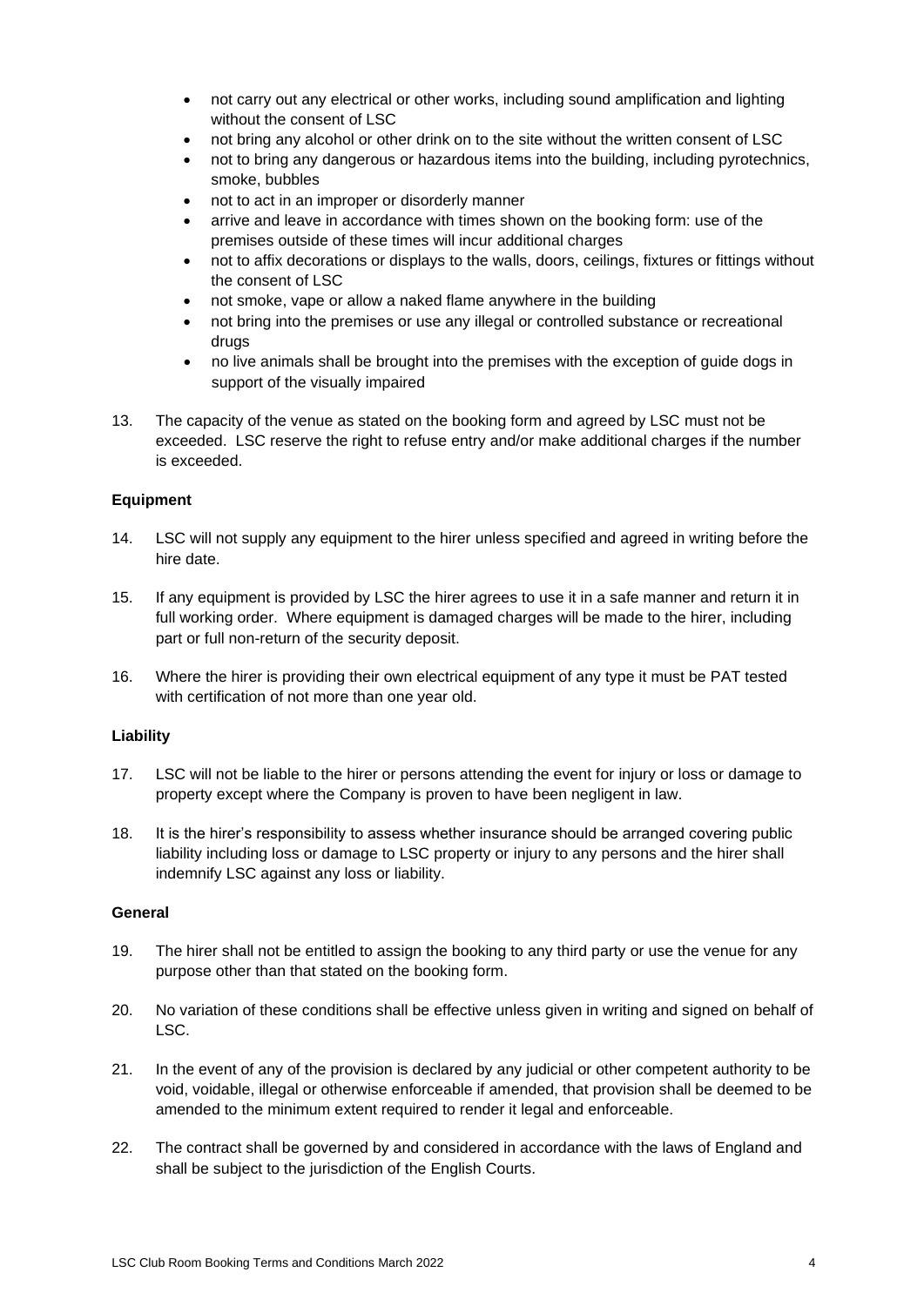- not carry out any electrical or other works, including sound amplification and lighting without the consent of LSC
- not bring any alcohol or other drink on to the site without the written consent of LSC
- not to bring any dangerous or hazardous items into the building, including pyrotechnics, smoke, bubbles
- not to act in an improper or disorderly manner
- arrive and leave in accordance with times shown on the booking form: use of the premises outside of these times will incur additional charges
- not to affix decorations or displays to the walls, doors, ceilings, fixtures or fittings without the consent of LSC
- not smoke, vape or allow a naked flame anywhere in the building
- not bring into the premises or use any illegal or controlled substance or recreational drugs
- no live animals shall be brought into the premises with the exception of guide dogs in support of the visually impaired

13. The capacity of the venue as stated on the booking form and agreed by LSC must not be exceeded. LSC reserve the right to refuse entry and/or make additional charges if the number is exceeded.

**Equipment**

14. LSC will not supply any equipment to the hirer unless specified and agreed in writing before the hire date.

15. If any equipment is provided by LSC the hirer agrees to use it in a safe manner and return it in full working order. Where equipment is damaged charges will be made to the hirer, including part or full non-return of the security deposit.

16. Where the hirer is providing their own electrical equipment of any type it must be PAT tested with certification of not more than one year old.

**Liability**

17. LSC will not be liable to the hirer or persons attending the event for injury or loss or damage to property except where the Company is proven to have been negligent in law.

18. It is the hirer's responsibility to assess whether insurance should be arranged covering public liability including loss or damage to LSC property or injury to any persons and the hirer shall indemnify LSC against any loss or liability.

**General**

19. The hirer shall not be entitled to assign the booking to any third party or use the venue for any purpose other than that stated on the booking form.

20. No variation of these conditions shall be effective unless given in writing and signed on behalf of LSC.

21. In the event of any of the provision is declared by any judicial or other competent authority to be void, voidable, illegal or otherwise enforceable if amended, that provision shall be deemed to be amended to the minimum extent required to render it legal and enforceable.

22. The contract shall be governed by and considered in accordance with the laws of England and shall be subject to the jurisdiction of the English Courts.